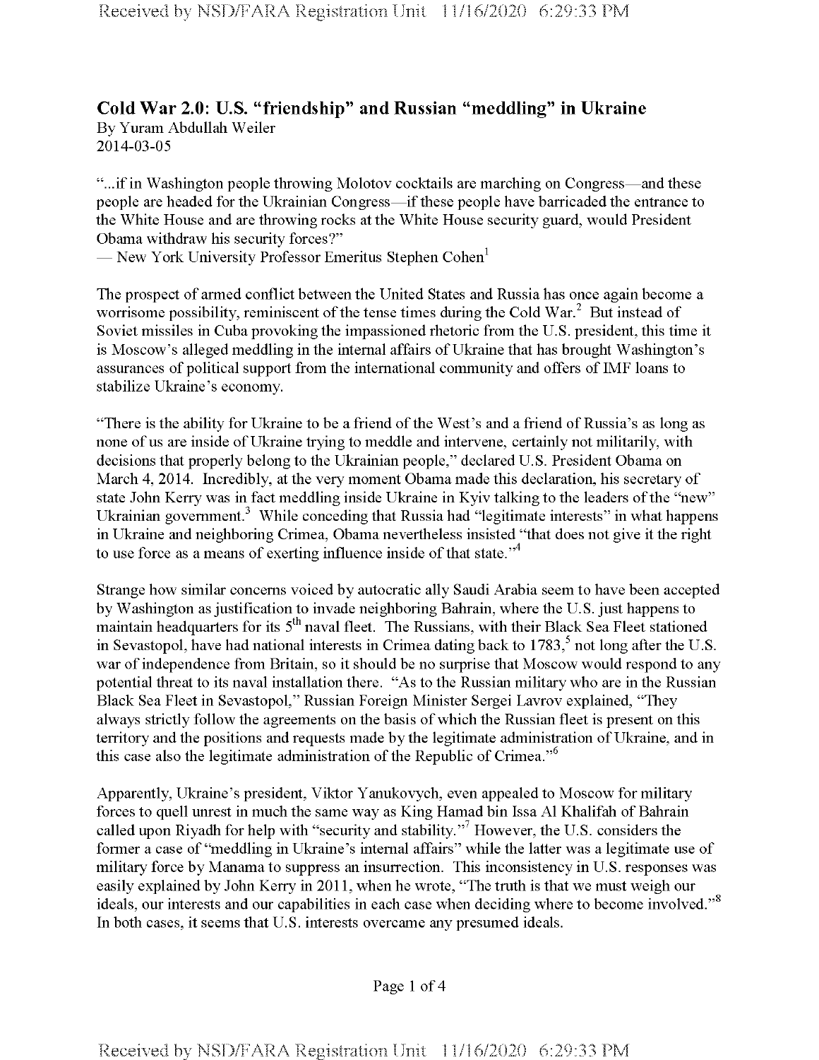# Cold War 2.0: U.S. "friendship" and Russian "meddling" in Ukraine

By Yuram Abdullah Weiler
2014-03-05

"...if in Washington people throwing Molotov cocktails are marching on Congress—and these people are headed for the Ukrainian Congress—if these people have barricaded the entrance to the White House and are throwing rocks at the White House security guard, would President Obama withdraw his security forces?"
— New York University Professor Emeritus Stephen Cohen[1]

The prospect of armed conflict between the United States and Russia has once again become a worrisome possibility, reminiscent of the tense times during the Cold War.[2] But instead of Soviet missiles in Cuba provoking the impassioned rhetoric from the U.S. president, this time it is Moscow's alleged meddling in the internal affairs of Ukraine that has brought Washington's assurances of political support from the international community and offers of IMF loans to stabilize Ukraine's economy.

"There is the ability for Ukraine to be a friend of the West's and a friend of Russia's as long as none of us are inside of Ukraine trying to meddle and intervene, certainly not militarily, with decisions that properly belong to the Ukrainian people," declared U.S. President Obama on March 4, 2014. Incredibly, at the very moment Obama made this declaration, his secretary of state John Kerry was in fact meddling inside Ukraine in Kyiv talking to the leaders of the "new" Ukrainian government.[3] While conceding that Russia had "legitimate interests" in what happens in Ukraine and neighboring Crimea, Obama nevertheless insisted "that does not give it the right to use force as a means of exerting influence inside of that state."[4]

Strange how similar concerns voiced by autocratic ally Saudi Arabia seem to have been accepted by Washington as justification to invade neighboring Bahrain, where the U.S. just happens to maintain headquarters for its 5th naval fleet. The Russians, with their Black Sea Fleet stationed in Sevastopol, have had national interests in Crimea dating back to 1783,[5] not long after the U.S. war of independence from Britain, so it should be no surprise that Moscow would respond to any potential threat to its naval installation there. "As to the Russian military who are in the Russian Black Sea Fleet in Sevastopol," Russian Foreign Minister Sergei Lavrov explained, "They always strictly follow the agreements on the basis of which the Russian fleet is present on this territory and the positions and requests made by the legitimate administration of Ukraine, and in this case also the legitimate administration of the Republic of Crimea."[6]

Apparently, Ukraine's president, Viktor Yanukovych, even appealed to Moscow for military forces to quell unrest in much the same way as King Hamad bin Issa Al Khalifah of Bahrain called upon Riyadh for help with "security and stability."[7] However, the U.S. considers the former a case of "meddling in Ukraine's internal affairs" while the latter was a legitimate use of military force by Manama to suppress an insurrection. This inconsistency in U.S. responses was easily explained by John Kerry in 2011, when he wrote, "The truth is that we must weigh our ideals, our interests and our capabilities in each case when deciding where to become involved."[8] In both cases, it seems that U.S. interests overcame any presumed ideals.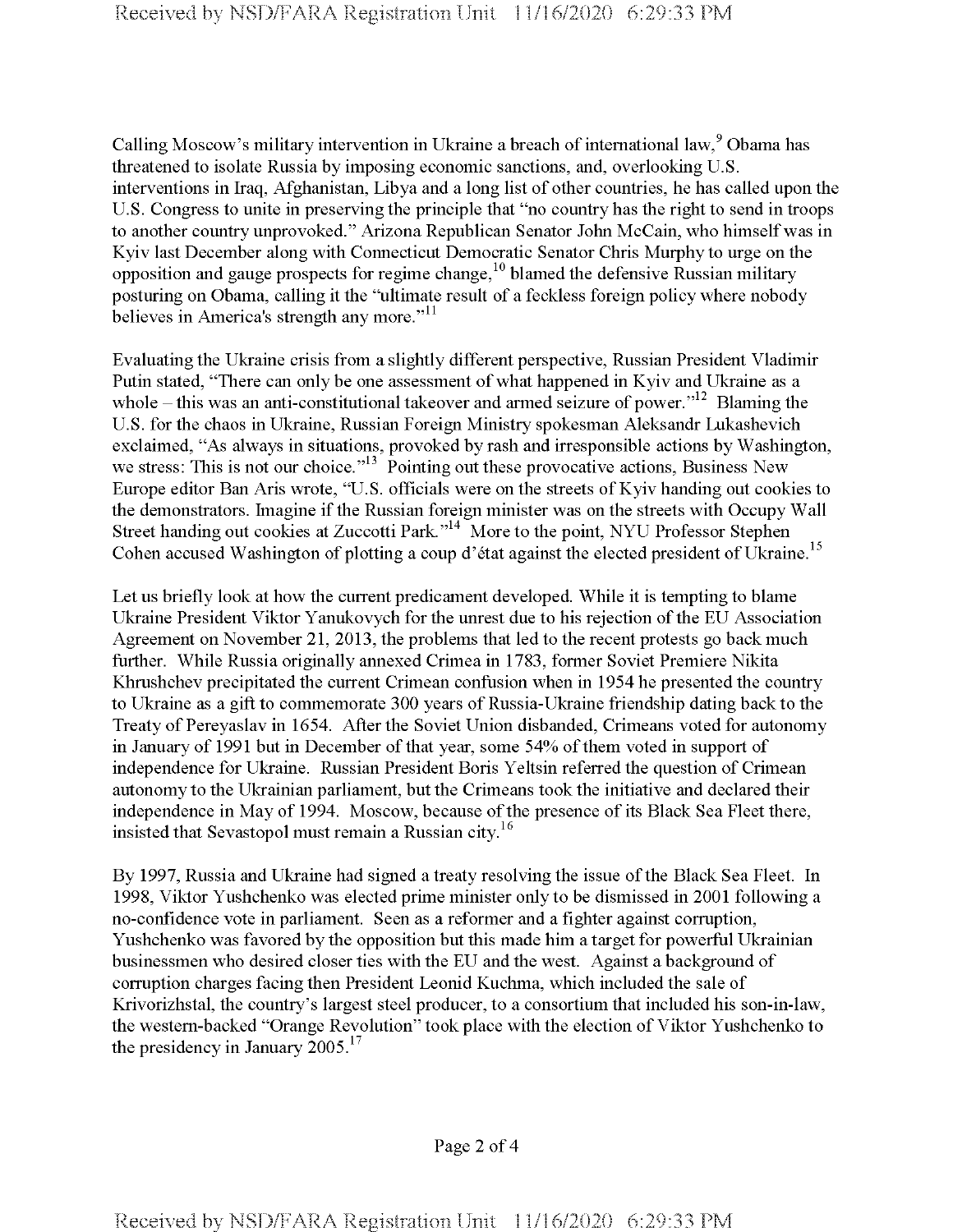Calling Moscow's military intervention in Ukraine a breach of international law,[9] Obama has threatened to isolate Russia by imposing economic sanctions, and, overlooking U.S. interventions in Iraq, Afghanistan, Libya and a long list of other countries, he has called upon the U.S. Congress to unite in preserving the principle that "no country has the right to send in troops to another country unprovoked." Arizona Republican Senator John McCain, who himself was in Kyiv last December along with Connecticut Democratic Senator Chris Murphy to urge on the opposition and gauge prospects for regime change,[10] blamed the defensive Russian military posturing on Obama, calling it the "ultimate result of a feckless foreign policy where nobody believes in America's strength any more."[11]

Evaluating the Ukraine crisis from a slightly different perspective, Russian President Vladimir Putin stated, "There can only be one assessment of what happened in Kyiv and Ukraine as a whole – this was an anti-constitutional takeover and armed seizure of power."[12] Blaming the U.S. for the chaos in Ukraine, Russian Foreign Ministry spokesman Aleksandr Lukashevich exclaimed, "As always in situations, provoked by rash and irresponsible actions by Washington, we stress: This is not our choice."[13] Pointing out these provocative actions, Business New Europe editor Ban Aris wrote, "U.S. officials were on the streets of Kyiv handing out cookies to the demonstrators. Imagine if the Russian foreign minister was on the streets with Occupy Wall Street handing out cookies at Zuccotti Park."[14] More to the point, NYU Professor Stephen Cohen accused Washington of plotting a coup d'état against the elected president of Ukraine.[15]

Let us briefly look at how the current predicament developed. While it is tempting to blame Ukraine President Viktor Yanukovych for the unrest due to his rejection of the EU Association Agreement on November 21, 2013, the problems that led to the recent protests go back much further. While Russia originally annexed Crimea in 1783, former Soviet Premiere Nikita Khrushchev precipitated the current Crimean confusion when in 1954 he presented the country to Ukraine as a gift to commemorate 300 years of Russia-Ukraine friendship dating back to the Treaty of Pereyaslav in 1654. After the Soviet Union disbanded, Crimeans voted for autonomy in January of 1991 but in December of that year, some 54% of them voted in support of independence for Ukraine. Russian President Boris Yeltsin referred the question of Crimean autonomy to the Ukrainian parliament, but the Crimeans took the initiative and declared their independence in May of 1994. Moscow, because of the presence of its Black Sea Fleet there, insisted that Sevastopol must remain a Russian city.[16]

By 1997, Russia and Ukraine had signed a treaty resolving the issue of the Black Sea Fleet. In 1998, Viktor Yushchenko was elected prime minister only to be dismissed in 2001 following a no-confidence vote in parliament. Seen as a reformer and a fighter against corruption, Yushchenko was favored by the opposition but this made him a target for powerful Ukrainian businessmen who desired closer ties with the EU and the west. Against a background of corruption charges facing then President Leonid Kuchma, which included the sale of Krivorizhstal, the country's largest steel producer, to a consortium that included his son-in-law, the western-backed "Orange Revolution" took place with the election of Viktor Yushchenko to the presidency in January 2005.[17]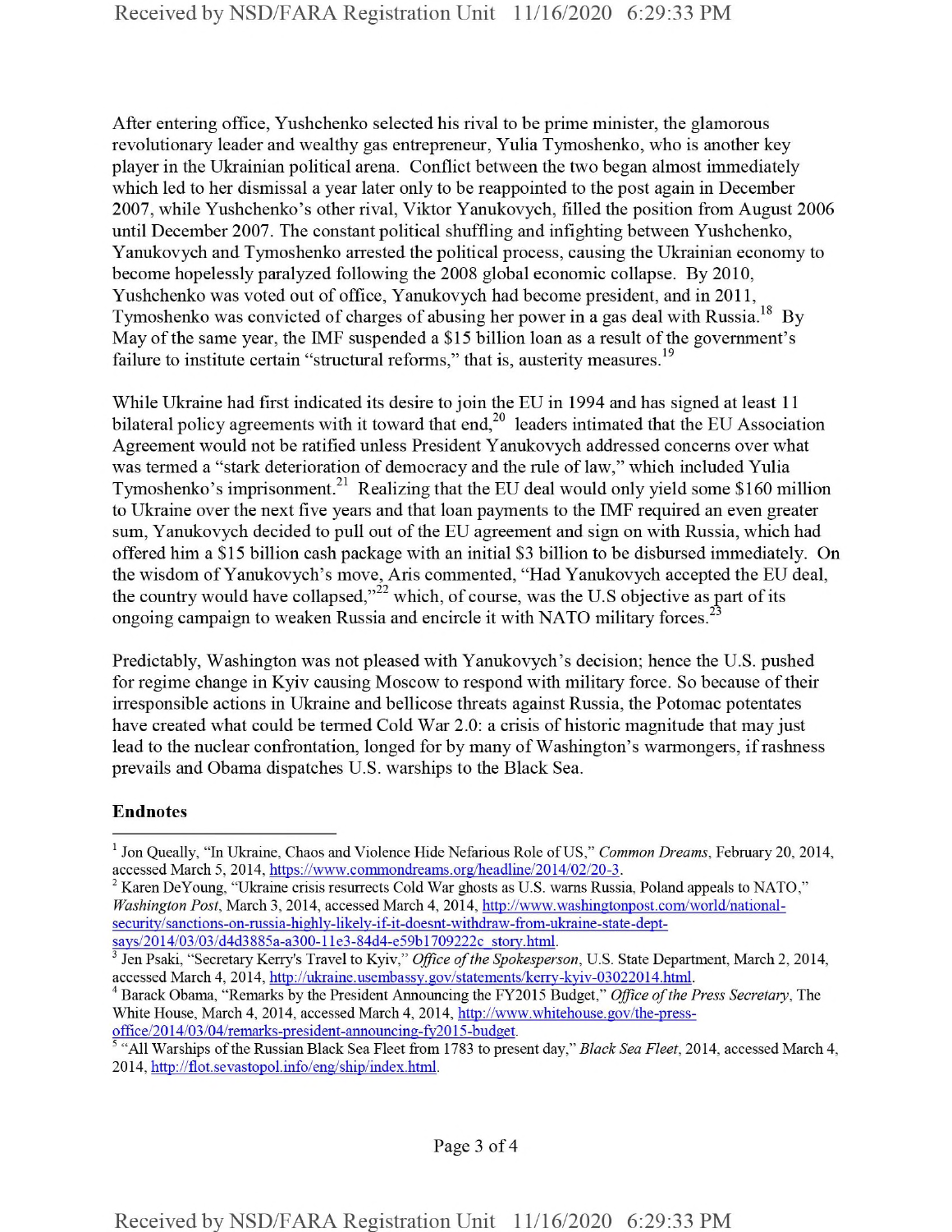After entering office, Yushchenko selected his rival to be prime minister, the glamorous revolutionary leader and wealthy gas entrepreneur, Yulia Tymoshenko, who is another key player in the Ukrainian political arena. Conflict between the two began almost immediately which led to her dismissal a year later only to be reappointed to the post again in December 2007, while Yushchenko's other rival, Viktor Yanukovych, filled the position from August 2006 until December 2007. The constant political shuffling and infighting between Yushchenko, Yanukovych and Tymoshenko arrested the political process, causing the Ukrainian economy to become hopelessly paralyzed following the 2008 global economic collapse. By 2010, Yushchenko was voted out of office, Yanukovych had become president, and in 2011, Tymoshenko was convicted of charges of abusing her power in a gas deal with Russia.[18] By May of the same year, the IMF suspended a $15 billion loan as a result of the government's failure to institute certain "structural reforms," that is, austerity measures.[19]

While Ukraine had first indicated its desire to join the EU in 1994 and has signed at least 11 bilateral policy agreements with it toward that end,[20] leaders intimated that the EU Association Agreement would not be ratified unless President Yanukovych addressed concerns over what was termed a "stark deterioration of democracy and the rule of law," which included Yulia Tymoshenko's imprisonment.[21] Realizing that the EU deal would only yield some $160 million to Ukraine over the next five years and that loan payments to the IMF required an even greater sum, Yanukovych decided to pull out of the EU agreement and sign on with Russia, which had offered him a $15 billion cash package with an initial $3 billion to be disbursed immediately. On the wisdom of Yanukovych's move, Aris commented, "Had Yanukovych accepted the EU deal, the country would have collapsed,"[22] which, of course, was the U.S objective as part of its ongoing campaign to weaken Russia and encircle it with NATO military forces.[23]

Predictably, Washington was not pleased with Yanukovych's decision; hence the U.S. pushed for regime change in Kyiv causing Moscow to respond with military force. So because of their irresponsible actions in Ukraine and bellicose threats against Russia, the Potomac potentates have created what could be termed Cold War 2.0: a crisis of historic magnitude that may just lead to the nuclear confrontation, longed for by many of Washington's warmongers, if rashness prevails and Obama dispatches U.S. warships to the Black Sea.

**Endnotes**

[1] Jon Queally, "In Ukraine, Chaos and Violence Hide Nefarious Role of US," *Common Dreams*, February 20, 2014, accessed March 5, 2014, https://www.commondreams.org/headline/2014/02/20-3.

[2] Karen DeYoung, "Ukraine crisis resurrects Cold War ghosts as U.S. warns Russia, Poland appeals to NATO," *Washington Post*, March 3, 2014, accessed March 4, 2014, http://www.washingtonpost.com/world/national-security/sanctions-on-russia-highly-likely-if-it-doesnt-withdraw-from-ukraine-state-dept-says/2014/03/03/d4d3885a-a300-11e3-84d4-e59b1709222c_story.html.

[3] Jen Psaki, "Secretary Kerry's Travel to Kyiv," *Office of the Spokesperson*, U.S. State Department, March 2, 2014, accessed March 4, 2014, http://ukraine.usembassy.gov/statements/kerry-kyiv-03022014.html.

[4] Barack Obama, "Remarks by the President Announcing the FY2015 Budget," *Office of the Press Secretary*, The White House, March 4, 2014, accessed March 4, 2014, http://www.whitehouse.gov/the-press-office/2014/03/04/remarks-president-announcing-fy2015-budget.

[5] "All Warships of the Russian Black Sea Fleet from 1783 to present day," *Black Sea Fleet*, 2014, accessed March 4, 2014, http://flot.sevastopol.info/eng/ship/index.html.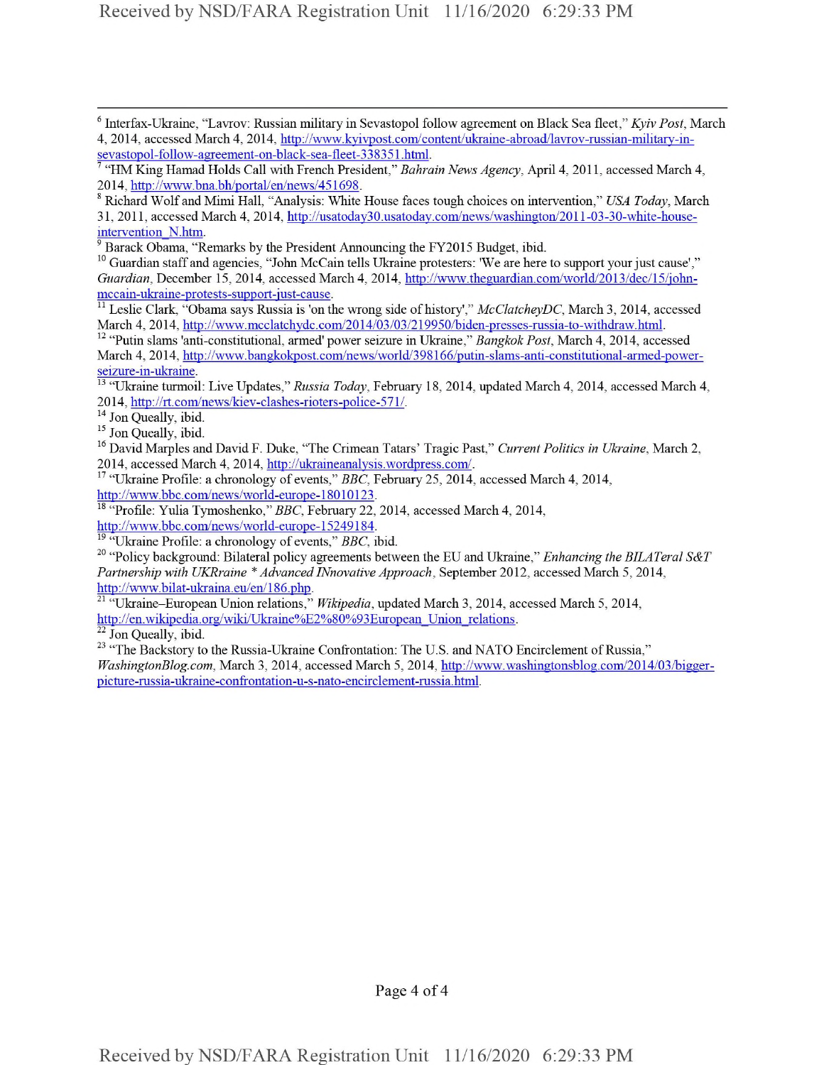---

[6] Interfax-Ukraine, "Lavrov: Russian military in Sevastopol follow agreement on Black Sea fleet," *Kyiv Post*, March 4, 2014, accessed March 4, 2014, http://www.kyivpost.com/content/ukraine-abroad/lavrov-russian-military-in-sevastopol-follow-agreement-on-black-sea-fleet-338351.html.

[7] "HM King Hamad Holds Call with French President," *Bahrain News Agency*, April 4, 2011, accessed March 4, 2014, http://www.bna.bh/portal/en/news/451698.

[8] Richard Wolf and Mimi Hall, "Analysis: White House faces tough choices on intervention," *USA Today*, March 31, 2011, accessed March 4, 2014, http://usatoday30.usatoday.com/news/washington/2011-03-30-white-house-intervention_N.htm.

[9] Barack Obama, "Remarks by the President Announcing the FY2015 Budget, ibid.

[10] Guardian staff and agencies, "John McCain tells Ukraine protesters: 'We are here to support your just cause'," *Guardian*, December 15, 2014, accessed March 4, 2014, http://www.theguardian.com/world/2013/dec/15/john-mccain-ukraine-protests-support-just-cause.

[11] Leslie Clark, "Obama says Russia is 'on the wrong side of history'," *McClatcheyDC*, March 3, 2014, accessed March 4, 2014, http://www.mcclatchydc.com/2014/03/03/219950/biden-presses-russia-to-withdraw.html.

[12] "Putin slams 'anti-constitutional, armed' power seizure in Ukraine," *Bangkok Post*, March 4, 2014, accessed March 4, 2014, http://www.bangkokpost.com/news/world/398166/putin-slams-anti-constitutional-armed-power-seizure-in-ukraine.

[13] "Ukraine turmoil: Live Updates," *Russia Today*, February 18, 2014, updated March 4, 2014, accessed March 4, 2014, http://rt.com/news/kiev-clashes-rioters-police-571/.

[14] Jon Queally, ibid.

[15] Jon Queally, ibid.

[16] David Marples and David F. Duke, "The Crimean Tatars' Tragic Past," *Current Politics in Ukraine*, March 2, 2014, accessed March 4, 2014, http://ukraineanalysis.wordpress.com/.

[17] "Ukraine Profile: a chronology of events," *BBC*, February 25, 2014, accessed March 4, 2014, http://www.bbc.com/news/world-europe-18010123.

[18] "Profile: Yulia Tymoshenko," *BBC*, February 22, 2014, accessed March 4, 2014, http://www.bbc.com/news/world-europe-15249184.

[19] "Ukraine Profile: a chronology of events," *BBC*, ibid.

[20] "Policy background: Bilateral policy agreements between the EU and Ukraine," *Enhancing the BILATeral S&T Partnership with UKRraine * Advanced INnovative Approach*, September 2012, accessed March 5, 2014, http://www.bilat-ukraina.eu/en/186.php.

[21] "Ukraine–European Union relations," *Wikipedia*, updated March 3, 2014, accessed March 5, 2014, http://en.wikipedia.org/wiki/Ukraine%E2%80%93European_Union_relations.

[22] Jon Queally, ibid.

[23] "The Backstory to the Russia-Ukraine Confrontation: The U.S. and NATO Encirclement of Russia," *WashingtonBlog.com*, March 3, 2014, accessed March 5, 2014, http://www.washingtonsblog.com/2014/03/bigger-picture-russia-ukraine-confrontation-u-s-nato-encirclement-russia.html.